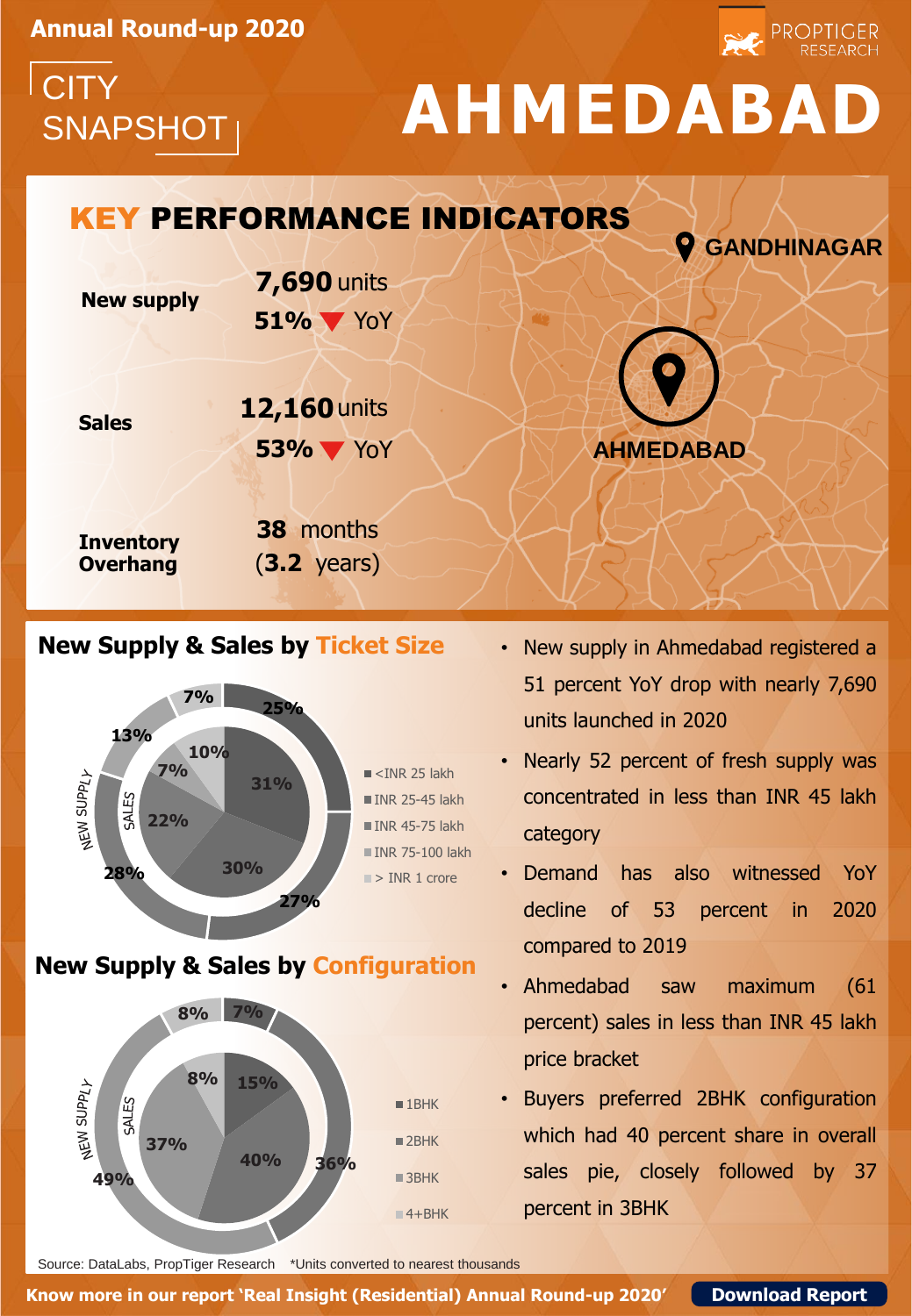Annual Round-up 2020

PROPTIGER RESEARCH

# CITY SNAPSHOT AHMEDABAD

## KEY PERFORMANCE INDICATORS

GANDHINAGAR

AHMEDABAD

| | |
|---|---|
| **New supply** | **7,690** units<br>**51%** ▼ YoY |
| **Sales** | **12,160** units<br>**53%** ▼ YoY |
| **Inventory Overhang** | **38** months<br>(**3.2** years) |

## New Supply & Sales by Ticket Size

| Ticket Size | New Supply | Sales |
|---|---|---|
| <INR 25 lakh | 25% | 31% |
| INR 25-45 lakh | 27% | 30% |
| INR 45-75 lakh | 28% | 22% |
| INR 75-100 lakh | 13% | 7% |
| > INR 1 crore | 7% | 10% |

## New Supply & Sales by Configuration

| Configuration | New Supply | Sales |
|---|---|---|
| 1BHK | 7% | 15% |
| 2BHK | 36% | 40% |
| 3BHK | 49% | 37% |
| 4+BHK | 8% | 8% |

- New supply in Ahmedabad registered a 51 percent YoY drop with nearly 7,690 units launched in 2020
- Nearly 52 percent of fresh supply was concentrated in less than INR 45 lakh category
- Demand has also witnessed YoY decline of 53 percent in 2020 compared to 2019
- Ahmedabad saw maximum (61 percent) sales in less than INR 45 lakh price bracket
- Buyers preferred 2BHK configuration which had 40 percent share in overall sales pie, closely followed by 37 percent in 3BHK

Source: DataLabs, PropTiger Research *Units converted to nearest thousands

**Know more in our report 'Real Insight (Residential) Annual Round-up 2020'** **Download Report**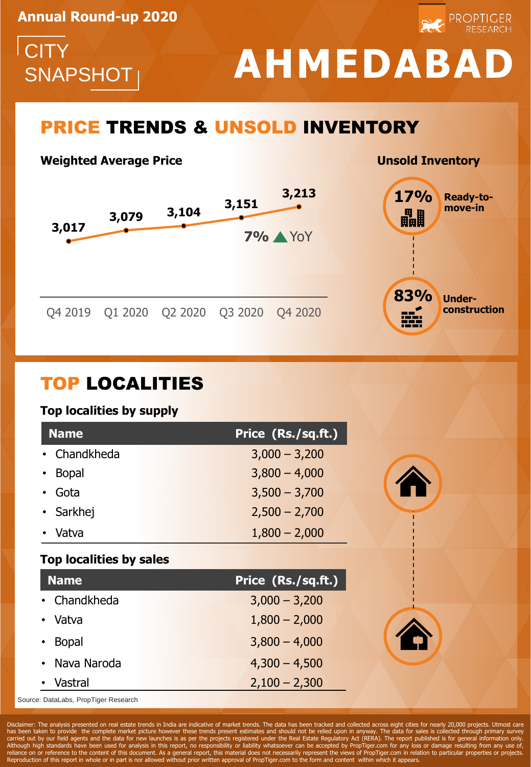Annual Round-up 2020

PROPTIGER RESEARCH

CITY SNAPSHOT

# AHMEDABAD

## PRICE TRENDS & UNSOLD INVENTORY

### Weighted Average Price

3,017
3,079
3,104
3,151
3,213

7% ▲ YoY

Q4 2019
Q1 2020
Q2 2020
Q3 2020
Q4 2020

### Unsold Inventory

17% Ready-to-move-in

83% Under-construction

## TOP LOCALITIES

### Top localities by supply

| Name | Price (Rs./sq.ft.) |
|---|---|
| • Chandkheda | 3,000 – 3,200 |
| • Bopal | 3,800 – 4,000 |
| • Gota | 3,500 – 3,700 |
| • Sarkhej | 2,500 – 2,700 |
| • Vatva | 1,800 – 2,000 |

### Top localities by sales

| Name | Price (Rs./sq.ft.) |
|---|---|
| • Chandkheda | 3,000 – 3,200 |
| • Vatva | 1,800 – 2,000 |
| • Bopal | 3,800 – 4,000 |
| • Nava Naroda | 4,300 – 4,500 |
| • Vastral | 2,100 – 2,300 |

Source: DataLabs, PropTiger Research

Disclaimer: The analysis presented on real estate trends in India are indicative of market trends. The data has been tracked and collected across eight cities for nearly 20,000 projects. Utmost care has been taken to provide the complete market picture however these trends present estimates and should not be relied upon in anyway. The data for sales is collected through primary survey carried out by our field agents and the data for new launches is as per the projects registered under the Real Estate Regulatory Act (RERA). The report published is for general information only. Although high standards have been used for analysis in this report, no responsibility or liability whatsoever can be accepted by PropTiger.com for any loss or damage resulting from any use of, reliance on or reference to the content of this document. As a general report, this material does not necessarily represent the views of PropTiger.com in relation to particular properties or projects. Reproduction of this report in whole or in part is nor allowed without prior written approval of PropTiger.com to the form and content within which it appears.